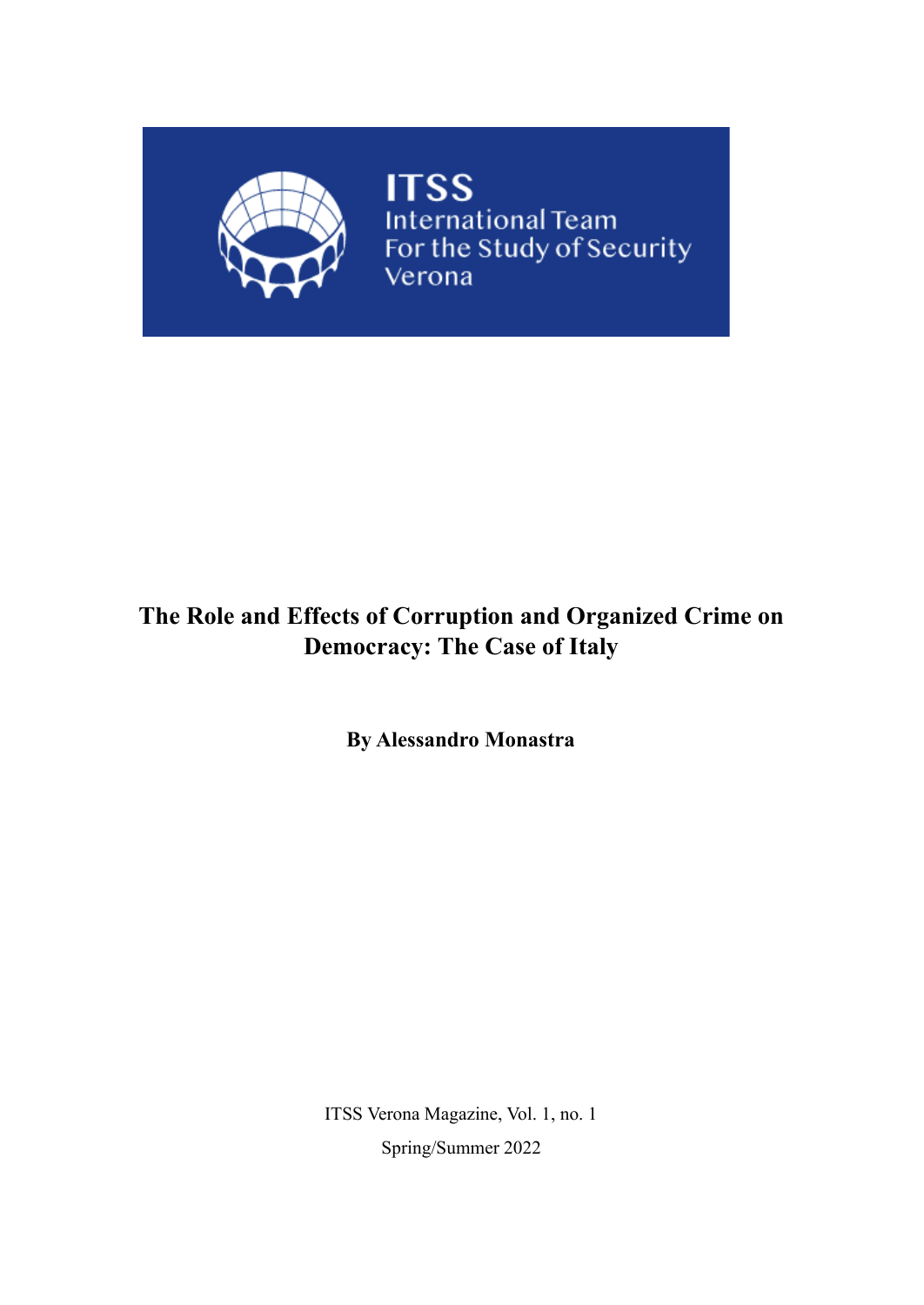ITSS

International Team
For the Study of Security
Verona

# The Role and Effects of Corruption and Organized Crime on Democracy: The Case of Italy

**By Alessandro Monastra**

ITSS Verona Magazine, Vol. 1, no. 1

Spring/Summer 2022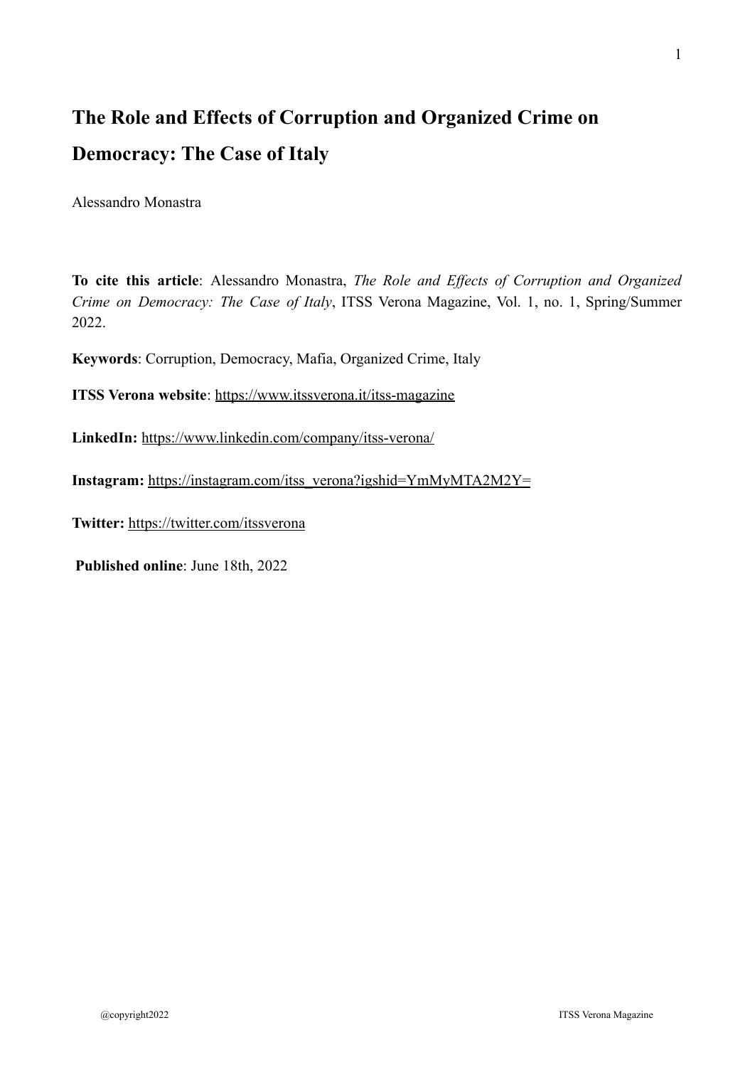# The Role and Effects of Corruption and Organized Crime on Democracy: The Case of Italy

Alessandro Monastra

**To cite this article**: Alessandro Monastra, *The Role and Effects of Corruption and Organized Crime on Democracy: The Case of Italy*, ITSS Verona Magazine, Vol. 1, no. 1, Spring/Summer 2022.

**Keywords**: Corruption, Democracy, Mafia, Organized Crime, Italy

**ITSS Verona website**: https://www.itssverona.it/itss-magazine

**LinkedIn:** https://www.linkedin.com/company/itss-verona/

**Instagram:** https://instagram.com/itss_verona?igshid=YmMyMTA2M2Y=

**Twitter:** https://twitter.com/itssverona

**Published online**: June 18th, 2022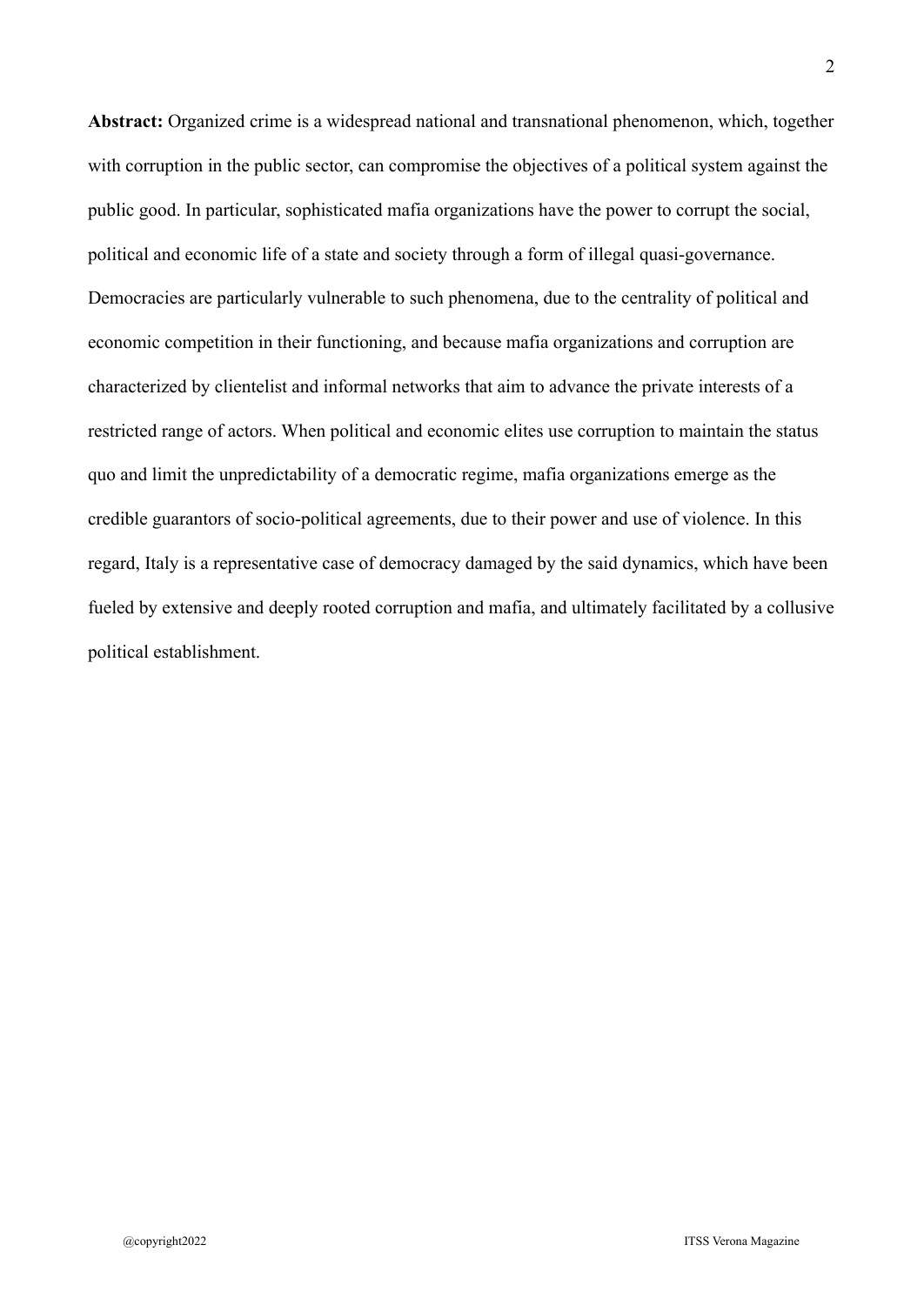**Abstract:** Organized crime is a widespread national and transnational phenomenon, which, together with corruption in the public sector, can compromise the objectives of a political system against the public good. In particular, sophisticated mafia organizations have the power to corrupt the social, political and economic life of a state and society through a form of illegal quasi-governance. Democracies are particularly vulnerable to such phenomena, due to the centrality of political and economic competition in their functioning, and because mafia organizations and corruption are characterized by clientelist and informal networks that aim to advance the private interests of a restricted range of actors. When political and economic elites use corruption to maintain the status quo and limit the unpredictability of a democratic regime, mafia organizations emerge as the credible guarantors of socio-political agreements, due to their power and use of violence. In this regard, Italy is a representative case of democracy damaged by the said dynamics, which have been fueled by extensive and deeply rooted corruption and mafia, and ultimately facilitated by a collusive political establishment.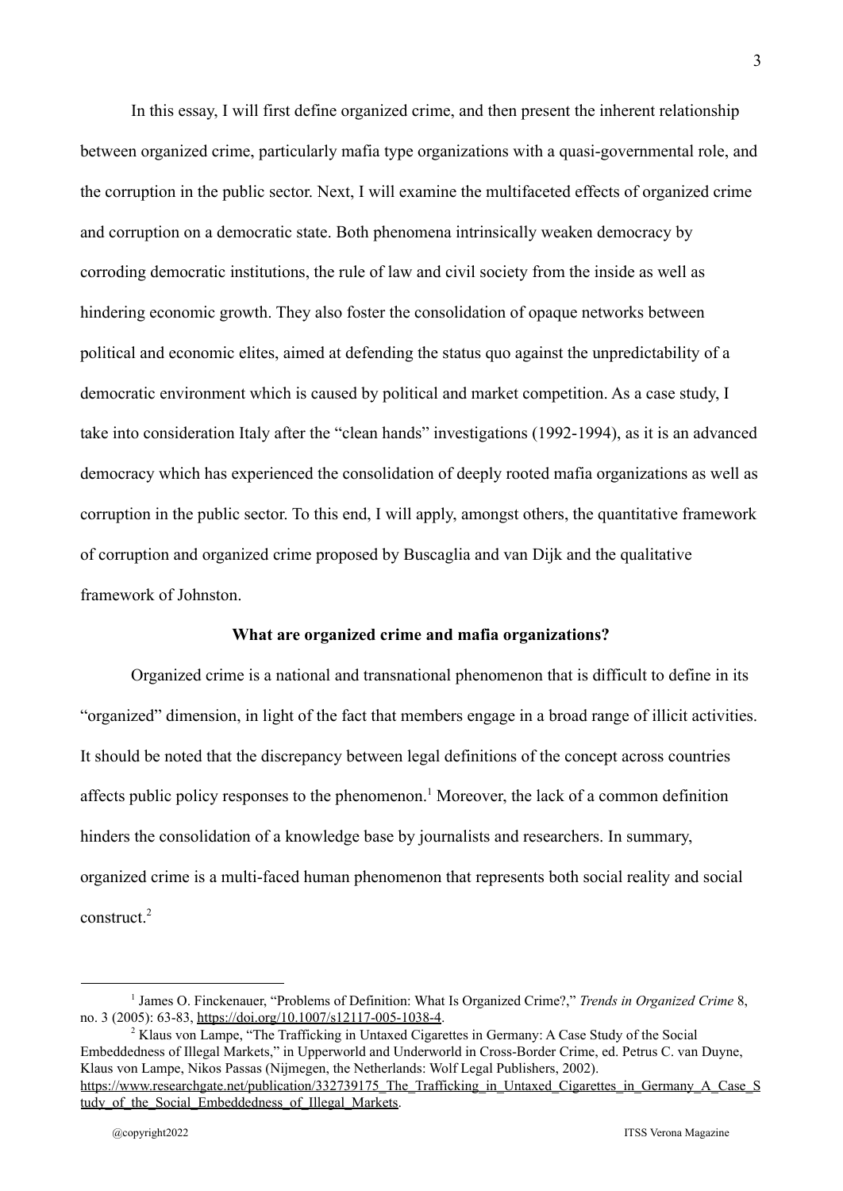In this essay, I will first define organized crime, and then present the inherent relationship between organized crime, particularly mafia type organizations with a quasi-governmental role, and the corruption in the public sector. Next, I will examine the multifaceted effects of organized crime and corruption on a democratic state. Both phenomena intrinsically weaken democracy by corroding democratic institutions, the rule of law and civil society from the inside as well as hindering economic growth. They also foster the consolidation of opaque networks between political and economic elites, aimed at defending the status quo against the unpredictability of a democratic environment which is caused by political and market competition. As a case study, I take into consideration Italy after the "clean hands" investigations (1992-1994), as it is an advanced democracy which has experienced the consolidation of deeply rooted mafia organizations as well as corruption in the public sector. To this end, I will apply, amongst others, the quantitative framework of corruption and organized crime proposed by Buscaglia and van Dijk and the qualitative framework of Johnston.

### What are organized crime and mafia organizations?

Organized crime is a national and transnational phenomenon that is difficult to define in its "organized" dimension, in light of the fact that members engage in a broad range of illicit activities. It should be noted that the discrepancy between legal definitions of the concept across countries affects public policy responses to the phenomenon.[1] Moreover, the lack of a common definition hinders the consolidation of a knowledge base by journalists and researchers. In summary, organized crime is a multi-faced human phenomenon that represents both social reality and social construct.[2]

---

[1] James O. Finckenauer, "Problems of Definition: What Is Organized Crime?," *Trends in Organized Crime* 8, no. 3 (2005): 63-83, https://doi.org/10.1007/s12117-005-1038-4.

[2] Klaus von Lampe, "The Trafficking in Untaxed Cigarettes in Germany: A Case Study of the Social Embeddedness of Illegal Markets," in Upperworld and Underworld in Cross-Border Crime, ed. Petrus C. van Duyne, Klaus von Lampe, Nikos Passas (Nijmegen, the Netherlands: Wolf Legal Publishers, 2002). https://www.researchgate.net/publication/332739175_The_Trafficking_in_Untaxed_Cigarettes_in_Germany_A_Case_Study_of_the_Social_Embeddedness_of_Illegal_Markets.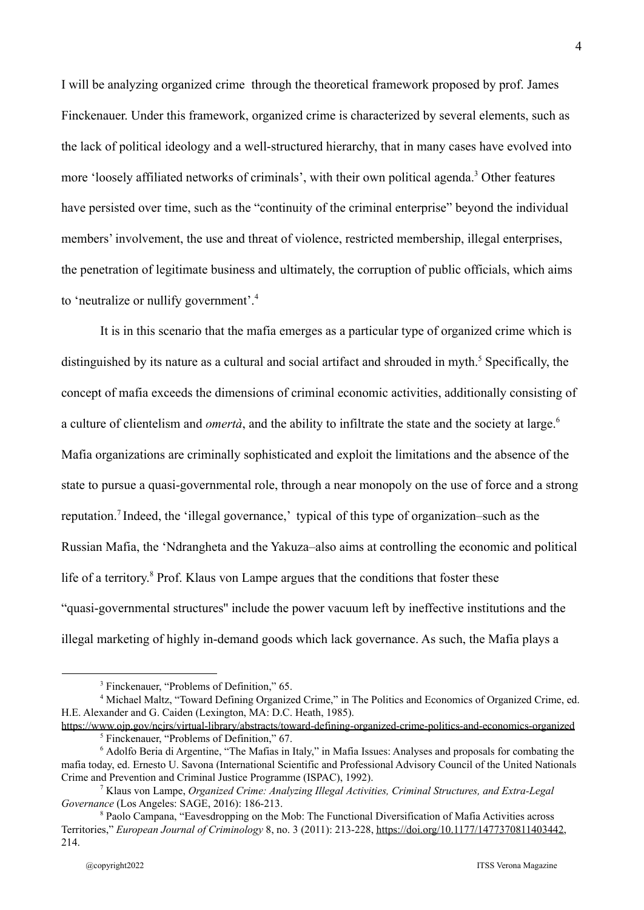I will be analyzing organized crime through the theoretical framework proposed by prof. James Finckenauer. Under this framework, organized crime is characterized by several elements, such as the lack of political ideology and a well-structured hierarchy, that in many cases have evolved into more 'loosely affiliated networks of criminals', with their own political agenda.[3] Other features have persisted over time, such as the "continuity of the criminal enterprise" beyond the individual members' involvement, the use and threat of violence, restricted membership, illegal enterprises, the penetration of legitimate business and ultimately, the corruption of public officials, which aims to 'neutralize or nullify government'.[4]

It is in this scenario that the mafia emerges as a particular type of organized crime which is distinguished by its nature as a cultural and social artifact and shrouded in myth.[5] Specifically, the concept of mafia exceeds the dimensions of criminal economic activities, additionally consisting of a culture of clientelism and *omertà*, and the ability to infiltrate the state and the society at large.[6] Mafia organizations are criminally sophisticated and exploit the limitations and the absence of the state to pursue a quasi-governmental role, through a near monopoly on the use of force and a strong reputation.[7] Indeed, the 'illegal governance,' typical of this type of organization–such as the Russian Mafia, the 'Ndrangheta and the Yakuza–also aims at controlling the economic and political life of a territory.[8] Prof. Klaus von Lampe argues that the conditions that foster these "quasi-governmental structures" include the power vacuum left by ineffective institutions and the illegal marketing of highly in-demand goods which lack governance. As such, the Mafia plays a

---

[3] Finckenauer, "Problems of Definition," 65.

[4] Michael Maltz, "Toward Defining Organized Crime," in The Politics and Economics of Organized Crime, ed. H.E. Alexander and G. Caiden (Lexington, MA: D.C. Heath, 1985). https://www.ojp.gov/ncjrs/virtual-library/abstracts/toward-defining-organized-crime-politics-and-economics-organized

[5] Finckenauer, "Problems of Definition," 67.

[6] Adolfo Beria di Argentine, "The Mafias in Italy," in Mafia Issues: Analyses and proposals for combating the mafia today, ed. Ernesto U. Savona (International Scientific and Professional Advisory Council of the United Nationals Crime and Prevention and Criminal Justice Programme (ISPAC), 1992).

[7] Klaus von Lampe, *Organized Crime: Analyzing Illegal Activities, Criminal Structures, and Extra-Legal Governance* (Los Angeles: SAGE, 2016): 186-213.

[8] Paolo Campana, "Eavesdropping on the Mob: The Functional Diversification of Mafia Activities across Territories," *European Journal of Criminology* 8, no. 3 (2011): 213-228, https://doi.org/10.1177/1477370811403442, 214.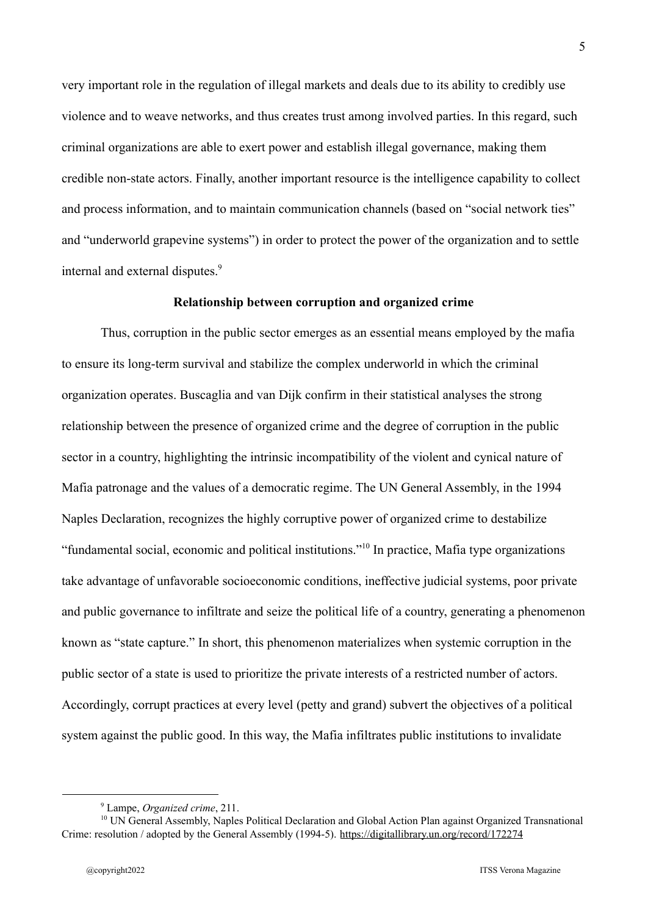very important role in the regulation of illegal markets and deals due to its ability to credibly use violence and to weave networks, and thus creates trust among involved parties. In this regard, such criminal organizations are able to exert power and establish illegal governance, making them credible non-state actors. Finally, another important resource is the intelligence capability to collect and process information, and to maintain communication channels (based on “social network ties” and “underworld grapevine systems”) in order to protect the power of the organization and to settle internal and external disputes.[9]

**Relationship between corruption and organized crime**

Thus, corruption in the public sector emerges as an essential means employed by the mafia to ensure its long-term survival and stabilize the complex underworld in which the criminal organization operates. Buscaglia and van Dijk confirm in their statistical analyses the strong relationship between the presence of organized crime and the degree of corruption in the public sector in a country, highlighting the intrinsic incompatibility of the violent and cynical nature of Mafia patronage and the values of a democratic regime. The UN General Assembly, in the 1994 Naples Declaration, recognizes the highly corruptive power of organized crime to destabilize “fundamental social, economic and political institutions.”[10] In practice, Mafia type organizations take advantage of unfavorable socioeconomic conditions, ineffective judicial systems, poor private and public governance to infiltrate and seize the political life of a country, generating a phenomenon known as “state capture.” In short, this phenomenon materializes when systemic corruption in the public sector of a state is used to prioritize the private interests of a restricted number of actors. Accordingly, corrupt practices at every level (petty and grand) subvert the objectives of a political system against the public good. In this way, the Mafia infiltrates public institutions to invalidate

[9] Lampe, *Organized crime*, 211.

[10] UN General Assembly, Naples Political Declaration and Global Action Plan against Organized Transnational Crime: resolution / adopted by the General Assembly (1994-5). https://digitallibrary.un.org/record/172274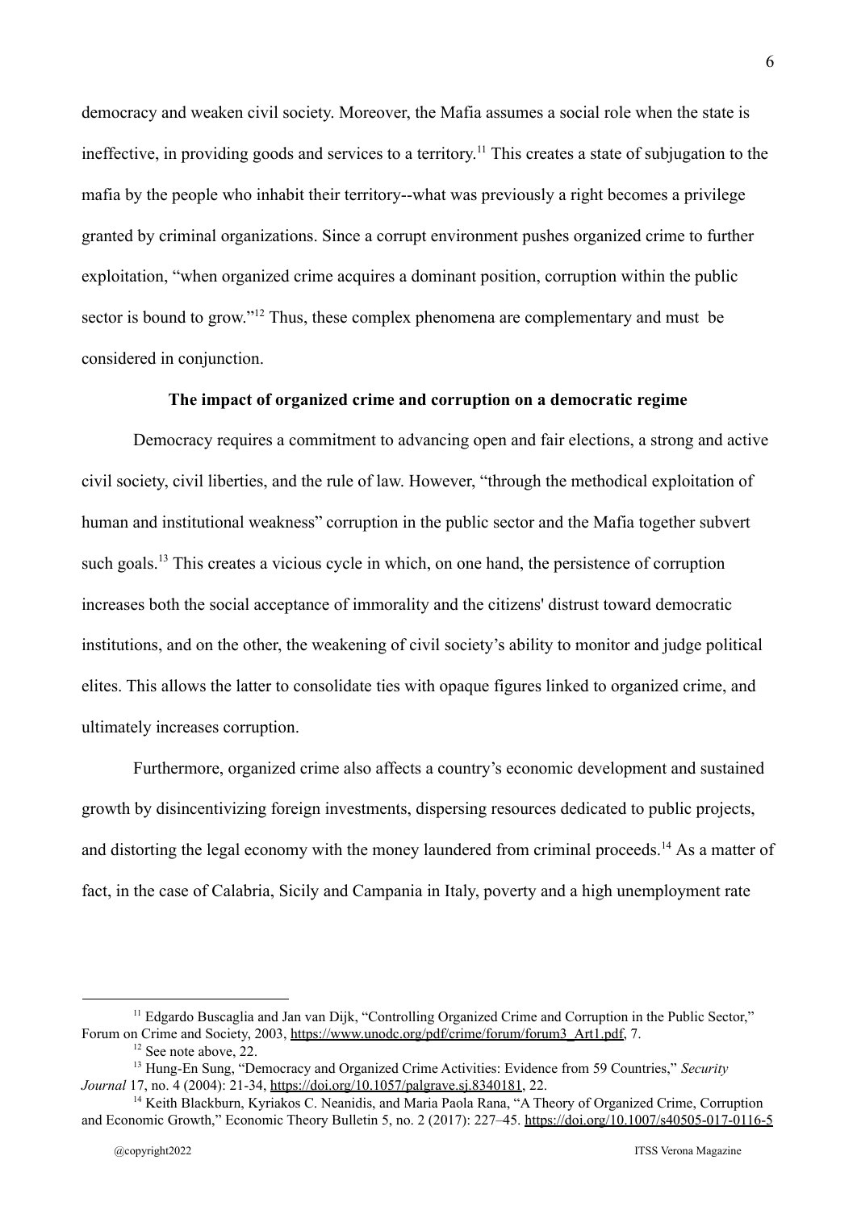democracy and weaken civil society. Moreover, the Mafia assumes a social role when the state is ineffective, in providing goods and services to a territory.[11] This creates a state of subjugation to the mafia by the people who inhabit their territory--what was previously a right becomes a privilege granted by criminal organizations. Since a corrupt environment pushes organized crime to further exploitation, "when organized crime acquires a dominant position, corruption within the public sector is bound to grow."[12] Thus, these complex phenomena are complementary and must be considered in conjunction.

**The impact of organized crime and corruption on a democratic regime**

Democracy requires a commitment to advancing open and fair elections, a strong and active civil society, civil liberties, and the rule of law. However, "through the methodical exploitation of human and institutional weakness" corruption in the public sector and the Mafia together subvert such goals.[13] This creates a vicious cycle in which, on one hand, the persistence of corruption increases both the social acceptance of immorality and the citizens' distrust toward democratic institutions, and on the other, the weakening of civil society's ability to monitor and judge political elites. This allows the latter to consolidate ties with opaque figures linked to organized crime, and ultimately increases corruption.

Furthermore, organized crime also affects a country's economic development and sustained growth by disincentivizing foreign investments, dispersing resources dedicated to public projects, and distorting the legal economy with the money laundered from criminal proceeds.[14] As a matter of fact, in the case of Calabria, Sicily and Campania in Italy, poverty and a high unemployment rate

---

[11] Edgardo Buscaglia and Jan van Dijk, "Controlling Organized Crime and Corruption in the Public Sector," Forum on Crime and Society, 2003, https://www.unodc.org/pdf/crime/forum/forum3_Art1.pdf, 7.

[12] See note above, 22.

[13] Hung-En Sung, "Democracy and Organized Crime Activities: Evidence from 59 Countries," *Security Journal* 17, no. 4 (2004): 21-34, https://doi.org/10.1057/palgrave.sj.8340181, 22.

[14] Keith Blackburn, Kyriakos C. Neanidis, and Maria Paola Rana, "A Theory of Organized Crime, Corruption and Economic Growth," Economic Theory Bulletin 5, no. 2 (2017): 227–45. https://doi.org/10.1007/s40505-017-0116-5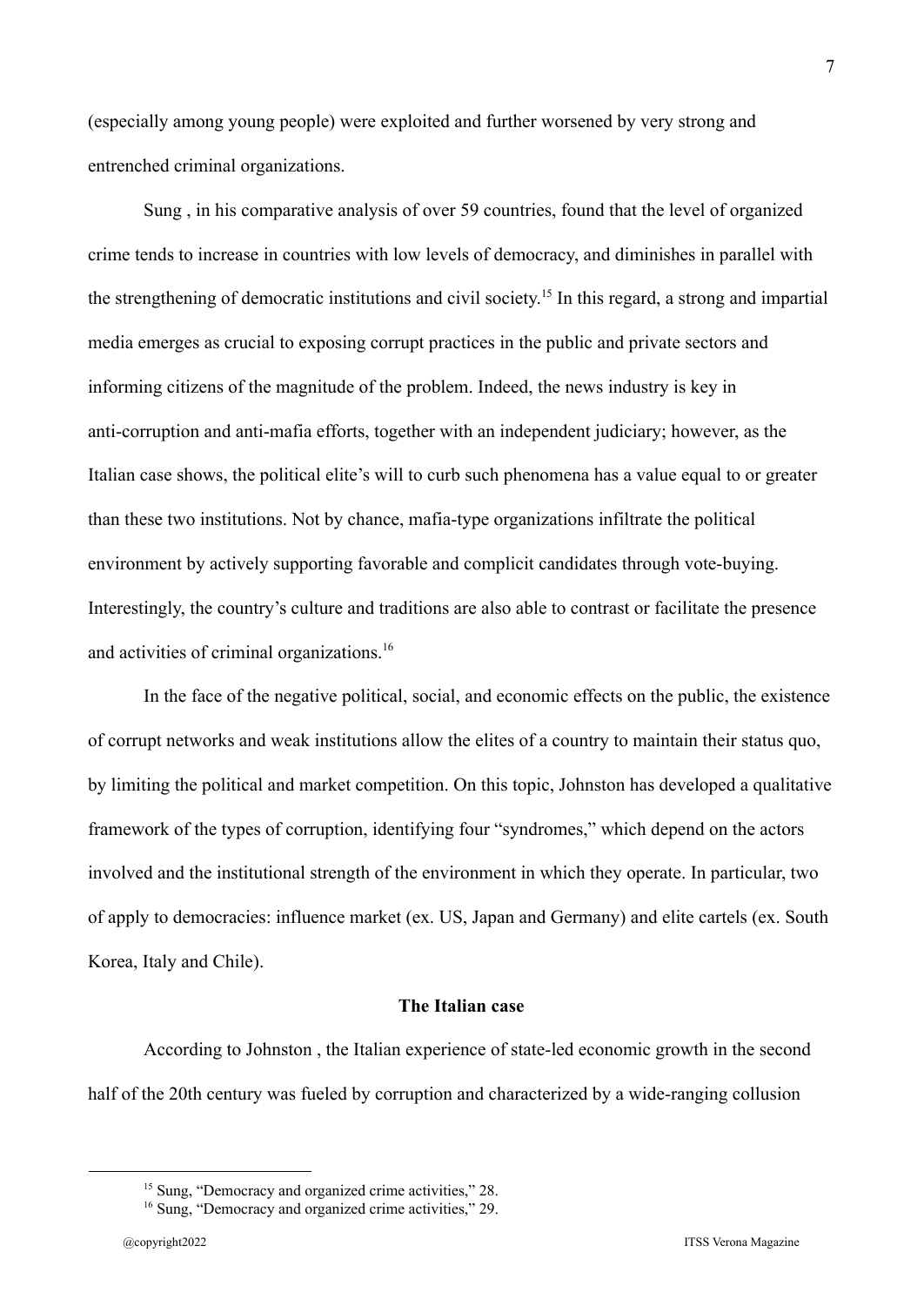(especially among young people) were exploited and further worsened by very strong and entrenched criminal organizations.

Sung , in his comparative analysis of over 59 countries, found that the level of organized crime tends to increase in countries with low levels of democracy, and diminishes in parallel with the strengthening of democratic institutions and civil society.[15] In this regard, a strong and impartial media emerges as crucial to exposing corrupt practices in the public and private sectors and informing citizens of the magnitude of the problem. Indeed, the news industry is key in anti-corruption and anti-mafia efforts, together with an independent judiciary; however, as the Italian case shows, the political elite's will to curb such phenomena has a value equal to or greater than these two institutions. Not by chance, mafia-type organizations infiltrate the political environment by actively supporting favorable and complicit candidates through vote-buying. Interestingly, the country's culture and traditions are also able to contrast or facilitate the presence and activities of criminal organizations.[16]

In the face of the negative political, social, and economic effects on the public, the existence of corrupt networks and weak institutions allow the elites of a country to maintain their status quo, by limiting the political and market competition. On this topic, Johnston has developed a qualitative framework of the types of corruption, identifying four "syndromes," which depend on the actors involved and the institutional strength of the environment in which they operate. In particular, two of apply to democracies: influence market (ex. US, Japan and Germany) and elite cartels (ex. South Korea, Italy and Chile).

### The Italian case

According to Johnston , the Italian experience of state-led economic growth in the second half of the 20th century was fueled by corruption and characterized by a wide-ranging collusion

---

[15] Sung, "Democracy and organized crime activities," 28.

[16] Sung, "Democracy and organized crime activities," 29.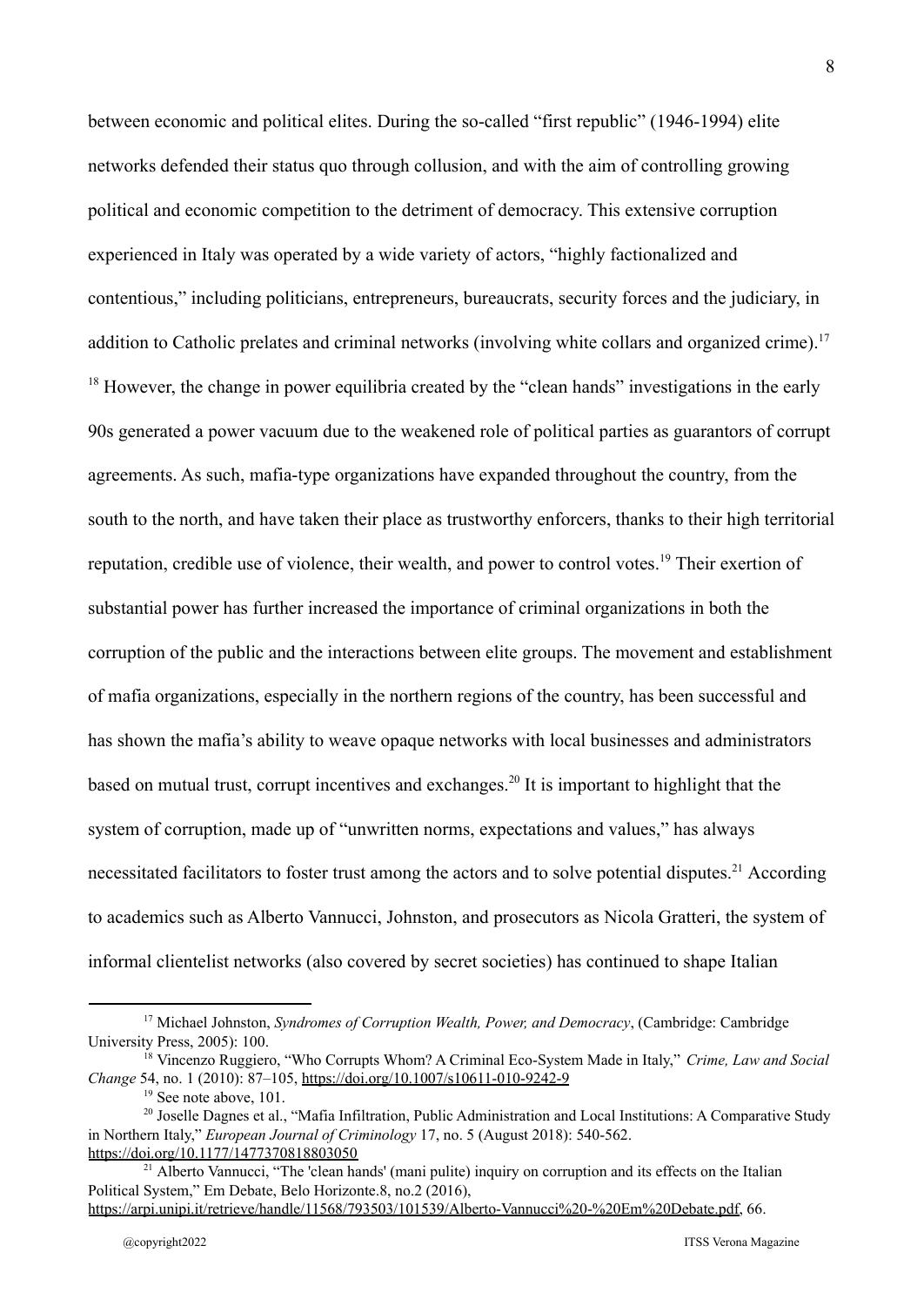between economic and political elites. During the so-called "first republic" (1946-1994) elite networks defended their status quo through collusion, and with the aim of controlling growing political and economic competition to the detriment of democracy. This extensive corruption experienced in Italy was operated by a wide variety of actors, "highly factionalized and contentious," including politicians, entrepreneurs, bureaucrats, security forces and the judiciary, in addition to Catholic prelates and criminal networks (involving white collars and organized crime).[17] [18] However, the change in power equilibria created by the "clean hands" investigations in the early 90s generated a power vacuum due to the weakened role of political parties as guarantors of corrupt agreements. As such, mafia-type organizations have expanded throughout the country, from the south to the north, and have taken their place as trustworthy enforcers, thanks to their high territorial reputation, credible use of violence, their wealth, and power to control votes.[19] Their exertion of substantial power has further increased the importance of criminal organizations in both the corruption of the public and the interactions between elite groups. The movement and establishment of mafia organizations, especially in the northern regions of the country, has been successful and has shown the mafia's ability to weave opaque networks with local businesses and administrators based on mutual trust, corrupt incentives and exchanges.[20] It is important to highlight that the system of corruption, made up of "unwritten norms, expectations and values," has always necessitated facilitators to foster trust among the actors and to solve potential disputes.[21] According to academics such as Alberto Vannucci, Johnston, and prosecutors as Nicola Gratteri, the system of informal clientelist networks (also covered by secret societies) has continued to shape Italian

---

[17] Michael Johnston, *Syndromes of Corruption Wealth, Power, and Democracy*, (Cambridge: Cambridge University Press, 2005): 100.

[18] Vincenzo Ruggiero, "Who Corrupts Whom? A Criminal Eco-System Made in Italy," *Crime, Law and Social Change* 54, no. 1 (2010): 87–105, https://doi.org/10.1007/s10611-010-9242-9

[19] See note above, 101.

[20] Joselle Dagnes et al., "Mafia Infiltration, Public Administration and Local Institutions: A Comparative Study in Northern Italy," *European Journal of Criminology* 17, no. 5 (August 2018): 540-562. https://doi.org/10.1177/1477370818803050

[21] Alberto Vannucci, "The 'clean hands' (mani pulite) inquiry on corruption and its effects on the Italian Political System," Em Debate, Belo Horizonte.8, no.2 (2016), https://arpi.unipi.it/retrieve/handle/11568/793503/101539/Alberto-Vannucci%20-%20Em%20Debate.pdf, 66.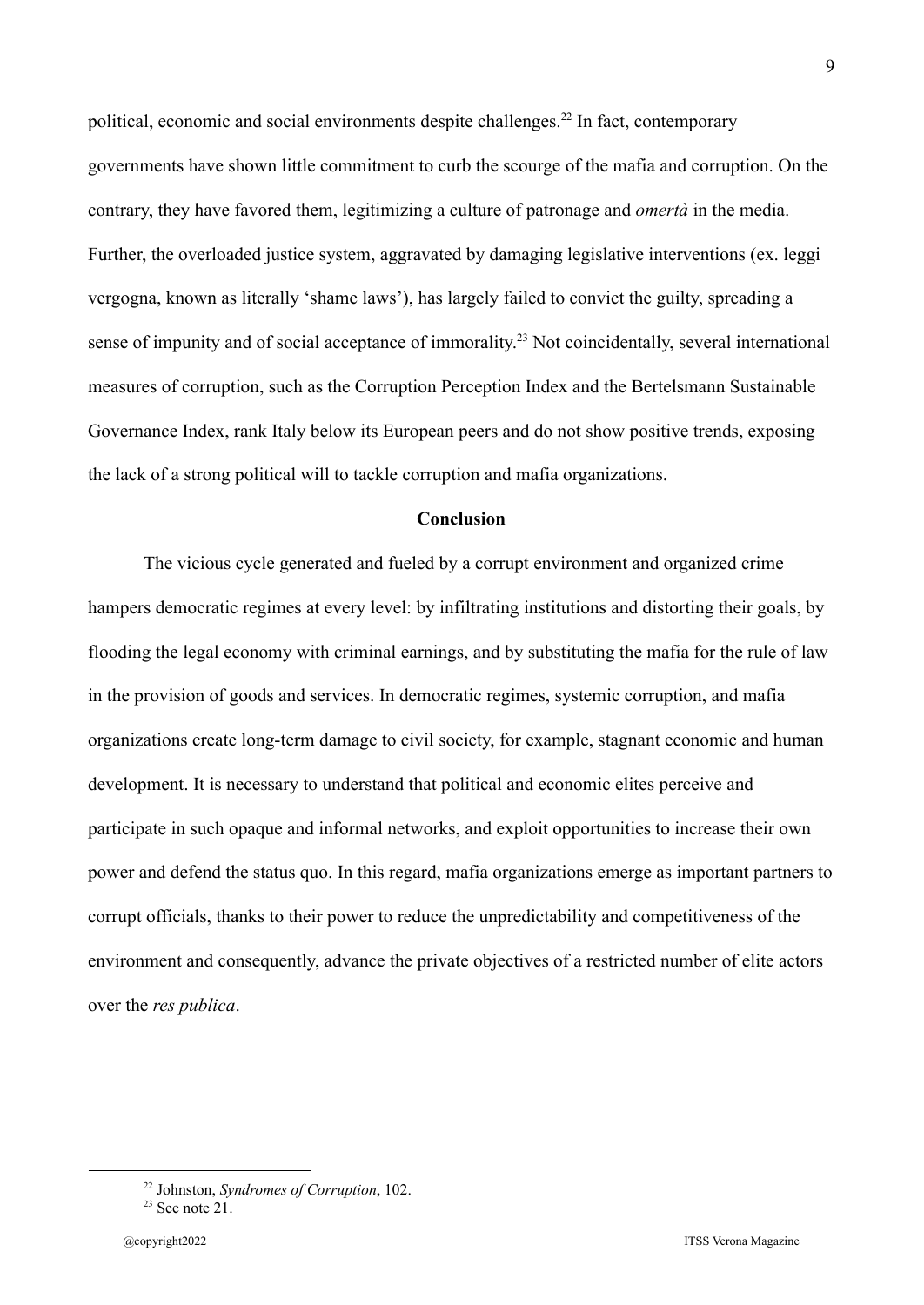political, economic and social environments despite challenges.[22] In fact, contemporary governments have shown little commitment to curb the scourge of the mafia and corruption. On the contrary, they have favored them, legitimizing a culture of patronage and *omertà* in the media. Further, the overloaded justice system, aggravated by damaging legislative interventions (ex. leggi vergogna, known as literally 'shame laws'), has largely failed to convict the guilty, spreading a sense of impunity and of social acceptance of immorality.[23] Not coincidentally, several international measures of corruption, such as the Corruption Perception Index and the Bertelsmann Sustainable Governance Index, rank Italy below its European peers and do not show positive trends, exposing the lack of a strong political will to tackle corruption and mafia organizations.

**Conclusion**

The vicious cycle generated and fueled by a corrupt environment and organized crime hampers democratic regimes at every level: by infiltrating institutions and distorting their goals, by flooding the legal economy with criminal earnings, and by substituting the mafia for the rule of law in the provision of goods and services. In democratic regimes, systemic corruption, and mafia organizations create long-term damage to civil society, for example, stagnant economic and human development. It is necessary to understand that political and economic elites perceive and participate in such opaque and informal networks, and exploit opportunities to increase their own power and defend the status quo. In this regard, mafia organizations emerge as important partners to corrupt officials, thanks to their power to reduce the unpredictability and competitiveness of the environment and consequently, advance the private objectives of a restricted number of elite actors over the *res publica*.

---

[22] Johnston, *Syndromes of Corruption*, 102.

[23] See note 21.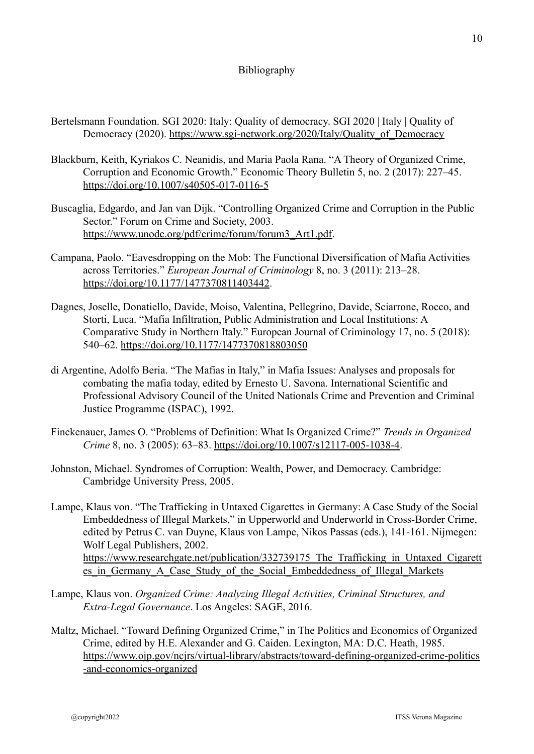# Bibliography

Bertelsmann Foundation. SGI 2020: Italy: Quality of democracy. SGI 2020 | Italy | Quality of Democracy (2020). https://www.sgi-network.org/2020/Italy/Quality_of_Democracy

Blackburn, Keith, Kyriakos C. Neanidis, and Maria Paola Rana. "A Theory of Organized Crime, Corruption and Economic Growth." Economic Theory Bulletin 5, no. 2 (2017): 227–45. https://doi.org/10.1007/s40505-017-0116-5

Buscaglia, Edgardo, and Jan van Dijk. "Controlling Organized Crime and Corruption in the Public Sector." Forum on Crime and Society, 2003. https://www.unodc.org/pdf/crime/forum/forum3_Art1.pdf.

Campana, Paolo. "Eavesdropping on the Mob: The Functional Diversification of Mafia Activities across Territories." *European Journal of Criminology* 8, no. 3 (2011): 213–28. https://doi.org/10.1177/1477370811403442.

Dagnes, Joselle, Donatiello, Davide, Moiso, Valentina, Pellegrino, Davide, Sciarrone, Rocco, and Storti, Luca. "Mafia Infiltration, Public Administration and Local Institutions: A Comparative Study in Northern Italy." European Journal of Criminology 17, no. 5 (2018): 540–62. https://doi.org/10.1177/1477370818803050

di Argentine, Adolfo Beria. "The Mafias in Italy," in Mafia Issues: Analyses and proposals for combating the mafia today, edited by Ernesto U. Savona. International Scientific and Professional Advisory Council of the United Nationals Crime and Prevention and Criminal Justice Programme (ISPAC), 1992.

Finckenauer, James O. "Problems of Definition: What Is Organized Crime?" *Trends in Organized Crime* 8, no. 3 (2005): 63–83. https://doi.org/10.1007/s12117-005-1038-4.

Johnston, Michael. Syndromes of Corruption: Wealth, Power, and Democracy. Cambridge: Cambridge University Press, 2005.

Lampe, Klaus von. "The Trafficking in Untaxed Cigarettes in Germany: A Case Study of the Social Embeddedness of Illegal Markets," in Upperworld and Underworld in Cross-Border Crime, edited by Petrus C. van Duyne, Klaus von Lampe, Nikos Passas (eds.), 141-161. Nijmegen: Wolf Legal Publishers, 2002. https://www.researchgate.net/publication/332739175_The_Trafficking_in_Untaxed_Cigarettes_in_Germany_A_Case_Study_of_the_Social_Embeddedness_of_Illegal_Markets

Lampe, Klaus von. *Organized Crime: Analyzing Illegal Activities, Criminal Structures, and Extra-Legal Governance*. Los Angeles: SAGE, 2016.

Maltz, Michael. "Toward Defining Organized Crime," in The Politics and Economics of Organized Crime, edited by H.E. Alexander and G. Caiden. Lexington, MA: D.C. Heath, 1985. https://www.ojp.gov/ncjrs/virtual-library/abstracts/toward-defining-organized-crime-politics-and-economics-organized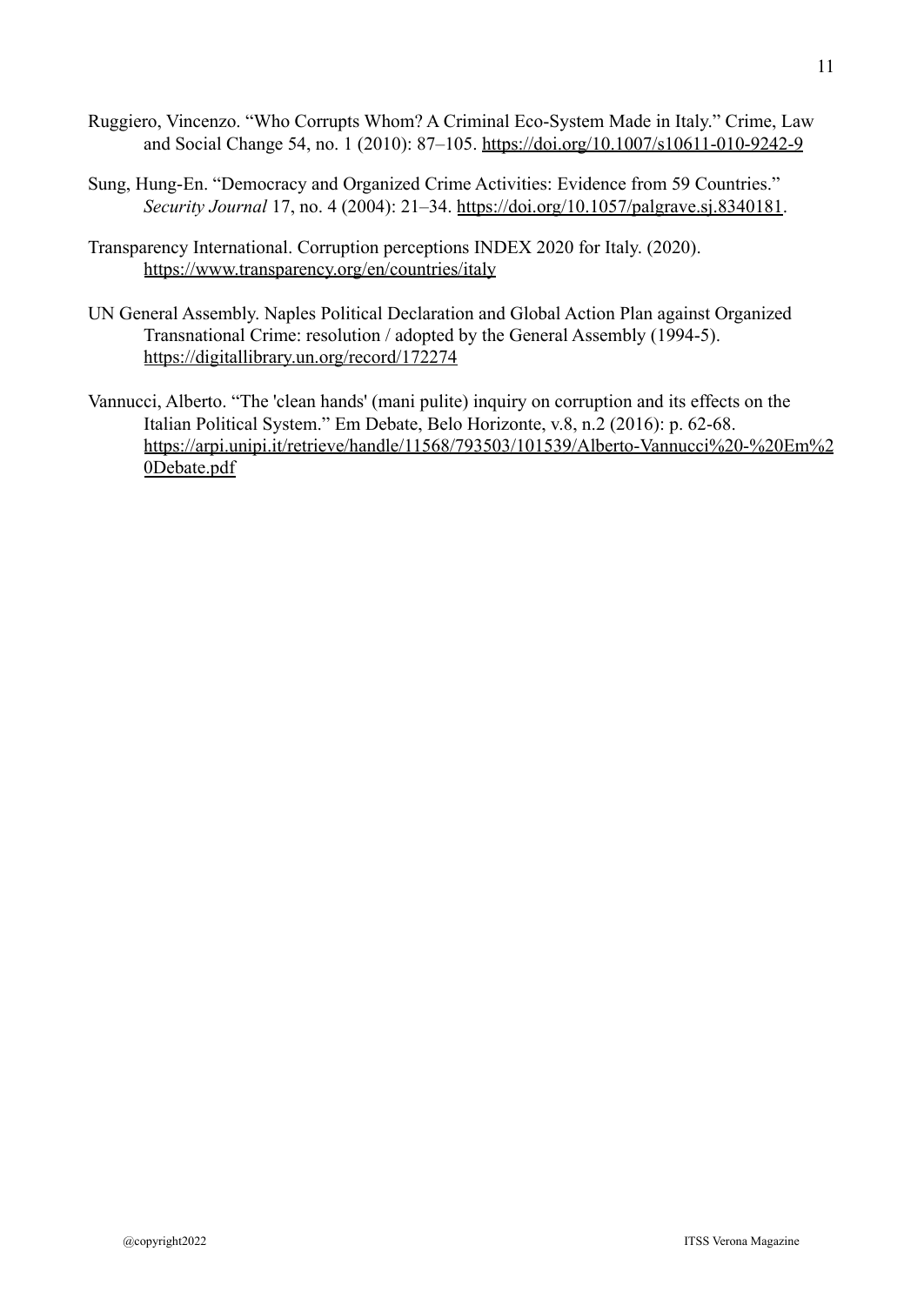Ruggiero, Vincenzo. "Who Corrupts Whom? A Criminal Eco-System Made in Italy." Crime, Law and Social Change 54, no. 1 (2010): 87–105. https://doi.org/10.1007/s10611-010-9242-9

Sung, Hung-En. "Democracy and Organized Crime Activities: Evidence from 59 Countries." *Security Journal* 17, no. 4 (2004): 21–34. https://doi.org/10.1057/palgrave.sj.8340181.

Transparency International. Corruption perceptions INDEX 2020 for Italy. (2020). https://www.transparency.org/en/countries/italy

UN General Assembly. Naples Political Declaration and Global Action Plan against Organized Transnational Crime: resolution / adopted by the General Assembly (1994-5). https://digitallibrary.un.org/record/172274

Vannucci, Alberto. "The 'clean hands' (mani pulite) inquiry on corruption and its effects on the Italian Political System." Em Debate, Belo Horizonte, v.8, n.2 (2016): p. 62-68. https://arpi.unipi.it/retrieve/handle/11568/793503/101539/Alberto-Vannucci%20-%20Em%20Debate.pdf